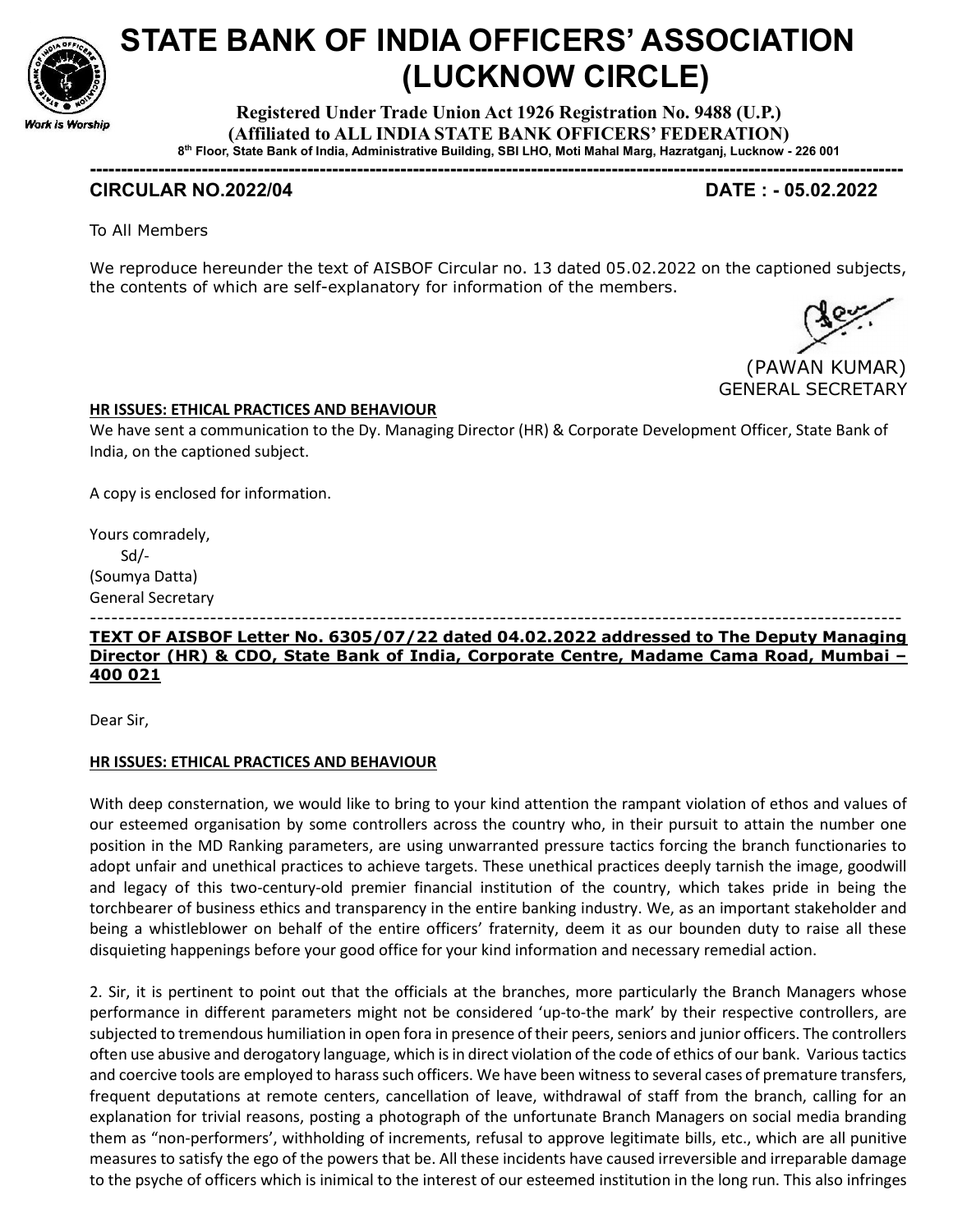# STATE BANK OF INDIA OFFICERS' ASSOCIATION (LUCKNOW CIRCLE)

**Registered Under Trade Union Act 1926 Registration No. 9488 (U.P.)**
**(Affiliated to ALL INDIA STATE BANK OFFICERS' FEDERATION)**
**8th Floor, State Bank of India, Administrative Building, SBI LHO, Moti Mahal Marg, Hazratganj, Lucknow - 226 001**

Work is Worship

---

**CIRCULAR NO.2022/04** **DATE : - 05.02.2022**

To All Members

We reproduce hereunder the text of AISBOF Circular no. 13 dated 05.02.2022 on the captioned subjects, the contents of which are self-explanatory for information of the members.

(PAWAN KUMAR)
GENERAL SECRETARY

**HR ISSUES: ETHICAL PRACTICES AND BEHAVIOUR**

We have sent a communication to the Dy. Managing Director (HR) & Corporate Development Officer, State Bank of India, on the captioned subject.

A copy is enclosed for information.

Yours comradely,
Sd/-
(Soumya Datta)
General Secretary

---

**TEXT OF AISBOF Letter No. 6305/07/22 dated 04.02.2022 addressed to The Deputy Managing Director (HR) & CDO, State Bank of India, Corporate Centre, Madame Cama Road, Mumbai – 400 021**

Dear Sir,

**HR ISSUES: ETHICAL PRACTICES AND BEHAVIOUR**

With deep consternation, we would like to bring to your kind attention the rampant violation of ethos and values of our esteemed organisation by some controllers across the country who, in their pursuit to attain the number one position in the MD Ranking parameters, are using unwarranted pressure tactics forcing the branch functionaries to adopt unfair and unethical practices to achieve targets. These unethical practices deeply tarnish the image, goodwill and legacy of this two-century-old premier financial institution of the country, which takes pride in being the torchbearer of business ethics and transparency in the entire banking industry. We, as an important stakeholder and being a whistleblower on behalf of the entire officers' fraternity, deem it as our bounden duty to raise all these disquieting happenings before your good office for your kind information and necessary remedial action.

2. Sir, it is pertinent to point out that the officials at the branches, more particularly the Branch Managers whose performance in different parameters might not be considered 'up-to-the mark' by their respective controllers, are subjected to tremendous humiliation in open fora in presence of their peers, seniors and junior officers. The controllers often use abusive and derogatory language, which is in direct violation of the code of ethics of our bank. Various tactics and coercive tools are employed to harass such officers. We have been witness to several cases of premature transfers, frequent deputations at remote centers, cancellation of leave, withdrawal of staff from the branch, calling for an explanation for trivial reasons, posting a photograph of the unfortunate Branch Managers on social media branding them as "non-performers', withholding of increments, refusal to approve legitimate bills, etc., which are all punitive measures to satisfy the ego of the powers that be. All these incidents have caused irreversible and irreparable damage to the psyche of officers which is inimical to the interest of our esteemed institution in the long run. This also infringes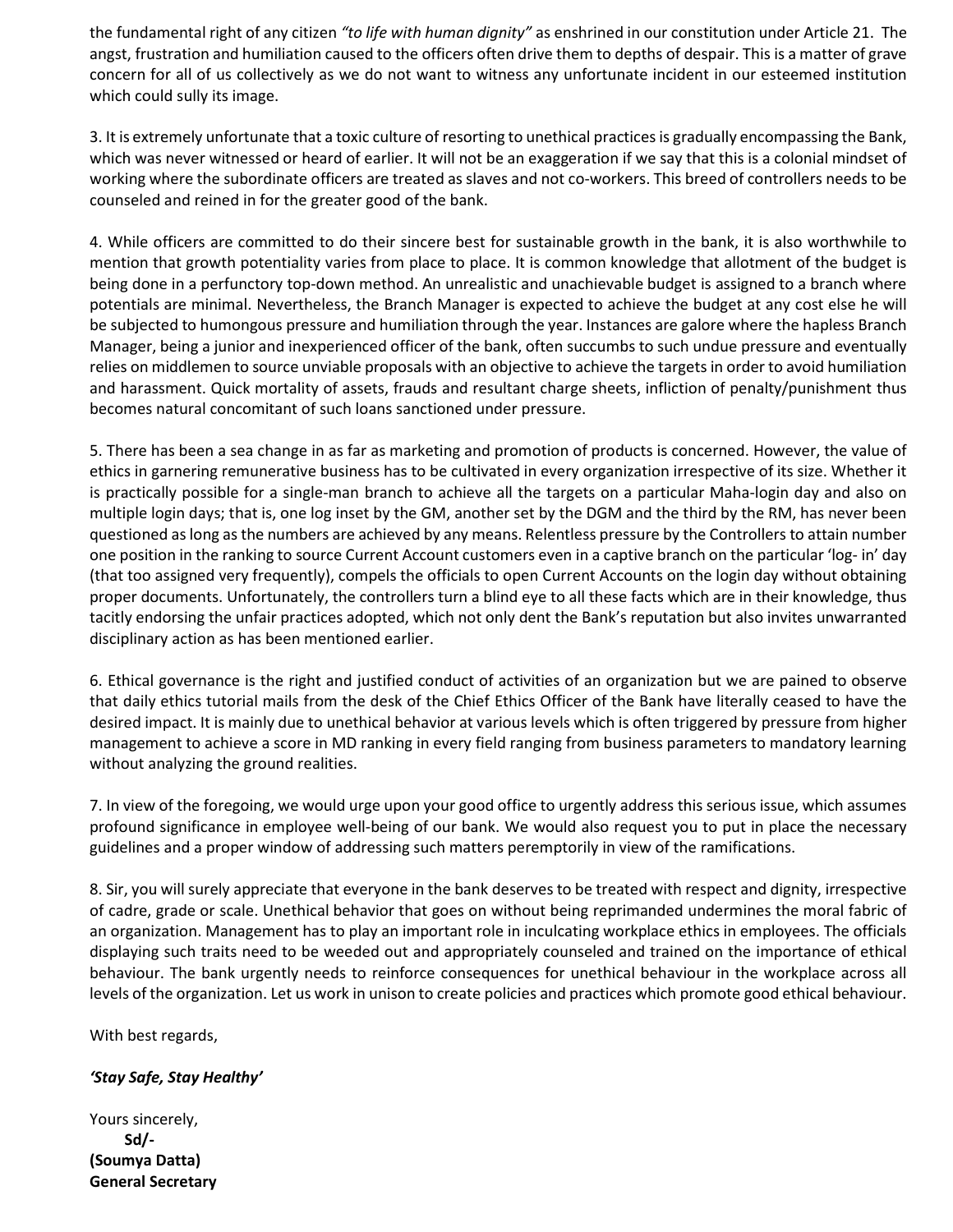the fundamental right of any citizen *"to life with human dignity"* as enshrined in our constitution under Article 21. The angst, frustration and humiliation caused to the officers often drive them to depths of despair. This is a matter of grave concern for all of us collectively as we do not want to witness any unfortunate incident in our esteemed institution which could sully its image.

3. It is extremely unfortunate that a toxic culture of resorting to unethical practices is gradually encompassing the Bank, which was never witnessed or heard of earlier. It will not be an exaggeration if we say that this is a colonial mindset of working where the subordinate officers are treated as slaves and not co-workers. This breed of controllers needs to be counseled and reined in for the greater good of the bank.

4. While officers are committed to do their sincere best for sustainable growth in the bank, it is also worthwhile to mention that growth potentiality varies from place to place. It is common knowledge that allotment of the budget is being done in a perfunctory top-down method. An unrealistic and unachievable budget is assigned to a branch where potentials are minimal. Nevertheless, the Branch Manager is expected to achieve the budget at any cost else he will be subjected to humongous pressure and humiliation through the year. Instances are galore where the hapless Branch Manager, being a junior and inexperienced officer of the bank, often succumbs to such undue pressure and eventually relies on middlemen to source unviable proposals with an objective to achieve the targets in order to avoid humiliation and harassment. Quick mortality of assets, frauds and resultant charge sheets, infliction of penalty/punishment thus becomes natural concomitant of such loans sanctioned under pressure.

5. There has been a sea change in as far as marketing and promotion of products is concerned. However, the value of ethics in garnering remunerative business has to be cultivated in every organization irrespective of its size. Whether it is practically possible for a single-man branch to achieve all the targets on a particular Maha-login day and also on multiple login days; that is, one log inset by the GM, another set by the DGM and the third by the RM, has never been questioned as long as the numbers are achieved by any means. Relentless pressure by the Controllers to attain number one position in the ranking to source Current Account customers even in a captive branch on the particular 'log- in' day (that too assigned very frequently), compels the officials to open Current Accounts on the login day without obtaining proper documents. Unfortunately, the controllers turn a blind eye to all these facts which are in their knowledge, thus tacitly endorsing the unfair practices adopted, which not only dent the Bank's reputation but also invites unwarranted disciplinary action as has been mentioned earlier.

6. Ethical governance is the right and justified conduct of activities of an organization but we are pained to observe that daily ethics tutorial mails from the desk of the Chief Ethics Officer of the Bank have literally ceased to have the desired impact. It is mainly due to unethical behavior at various levels which is often triggered by pressure from higher management to achieve a score in MD ranking in every field ranging from business parameters to mandatory learning without analyzing the ground realities.

7. In view of the foregoing, we would urge upon your good office to urgently address this serious issue, which assumes profound significance in employee well-being of our bank. We would also request you to put in place the necessary guidelines and a proper window of addressing such matters peremptorily in view of the ramifications.

8. Sir, you will surely appreciate that everyone in the bank deserves to be treated with respect and dignity, irrespective of cadre, grade or scale. Unethical behavior that goes on without being reprimanded undermines the moral fabric of an organization. Management has to play an important role in inculcating workplace ethics in employees. The officials displaying such traits need to be weeded out and appropriately counseled and trained on the importance of ethical behaviour. The bank urgently needs to reinforce consequences for unethical behaviour in the workplace across all levels of the organization. Let us work in unison to create policies and practices which promote good ethical behaviour.

With best regards,

***'Stay Safe, Stay Healthy'***

Yours sincerely,
**Sd/-**
**(Soumya Datta)**
**General Secretary**